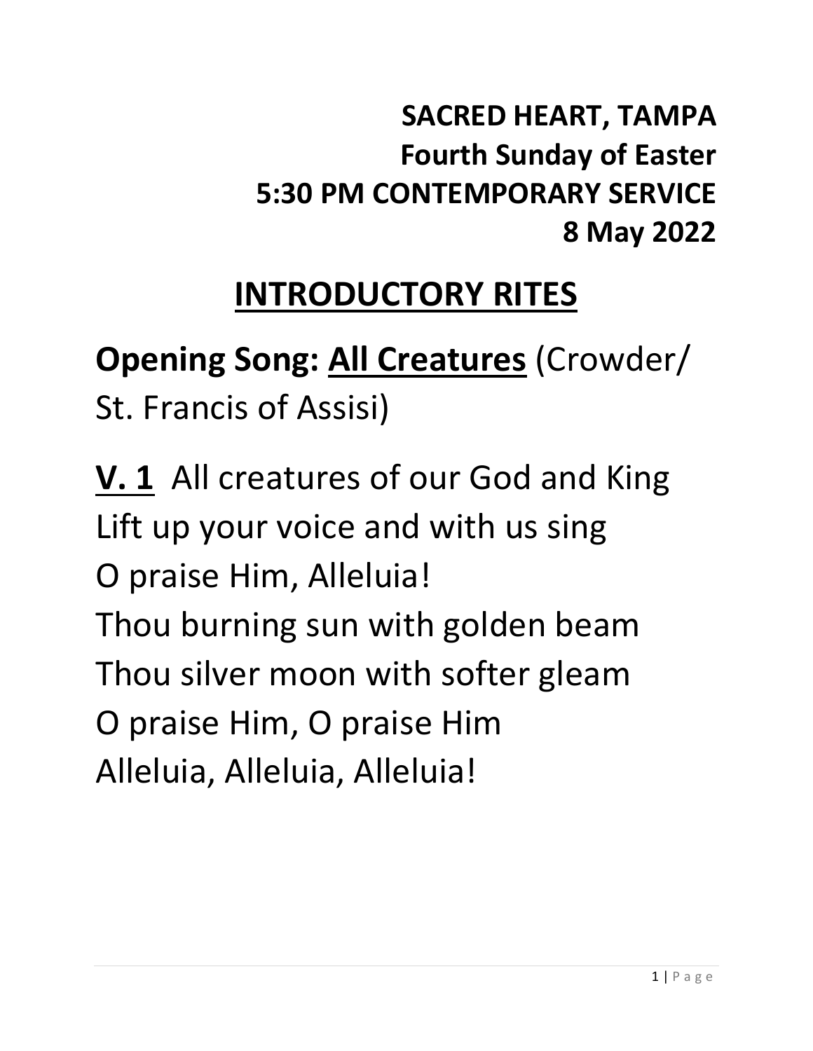**SACRED HEART, TAMPA**
**Fourth Sunday of Easter**
**5:30 PM CONTEMPORARY SERVICE**
**8 May 2022**

# INTRODUCTORY RITES

**Opening Song: <u>All Creatures</u>** (Crowder/ St. Francis of Assisi)

**<u>V. 1</u>** All creatures of our God and King
Lift up your voice and with us sing
O praise Him, Alleluia!
Thou burning sun with golden beam
Thou silver moon with softer gleam
O praise Him, O praise Him
Alleluia, Alleluia, Alleluia!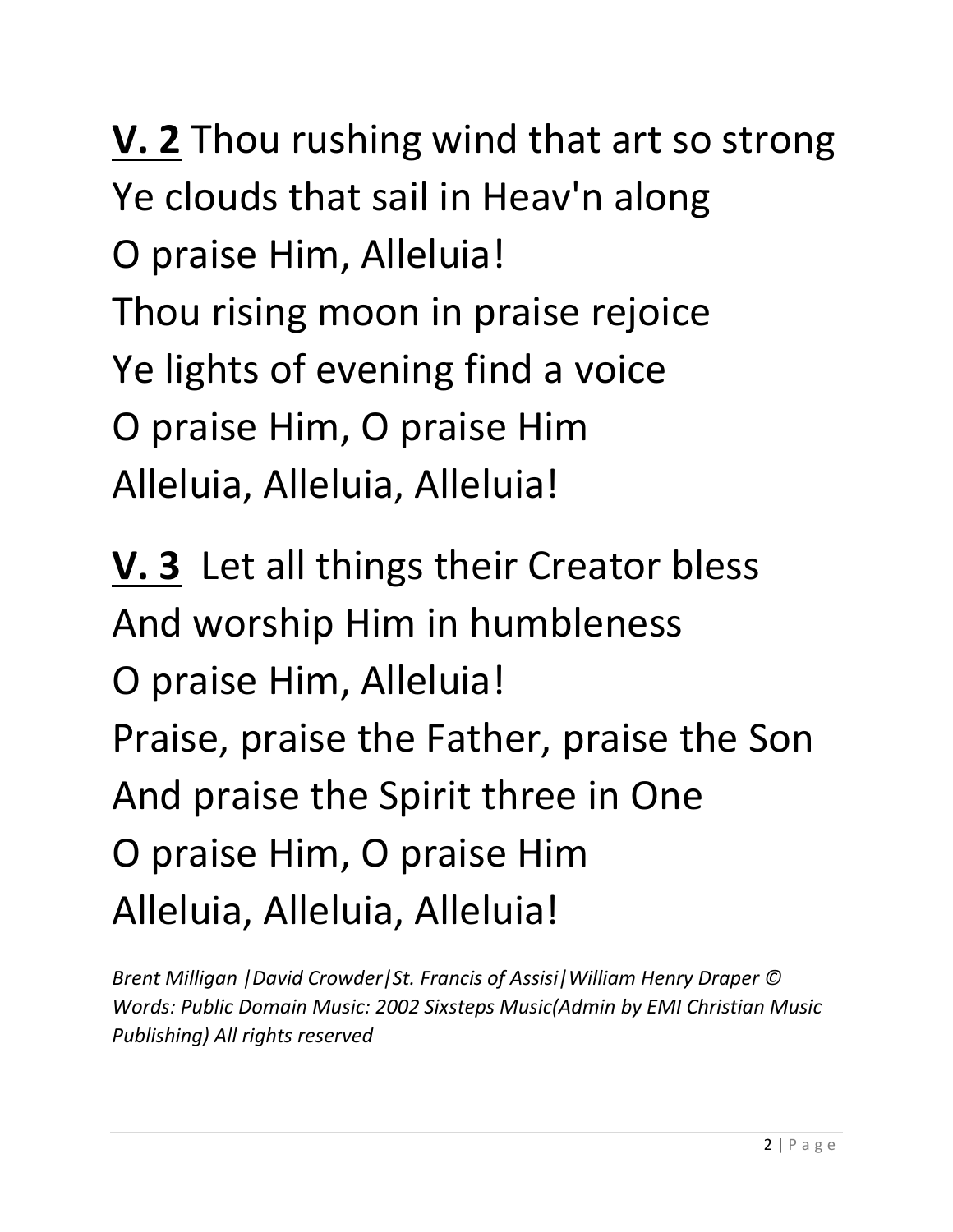**V. 2** Thou rushing wind that art so strong
Ye clouds that sail in Heav'n along
O praise Him, Alleluia!
Thou rising moon in praise rejoice
Ye lights of evening find a voice
O praise Him, O praise Him
Alleluia, Alleluia, Alleluia!

**V. 3** Let all things their Creator bless
And worship Him in humbleness
O praise Him, Alleluia!
Praise, praise the Father, praise the Son
And praise the Spirit three in One
O praise Him, O praise Him
Alleluia, Alleluia, Alleluia!

*Brent Milligan |David Crowder|St. Francis of Assisi|William Henry Draper © Words: Public Domain Music: 2002 Sixsteps Music(Admin by EMI Christian Music Publishing) All rights reserved*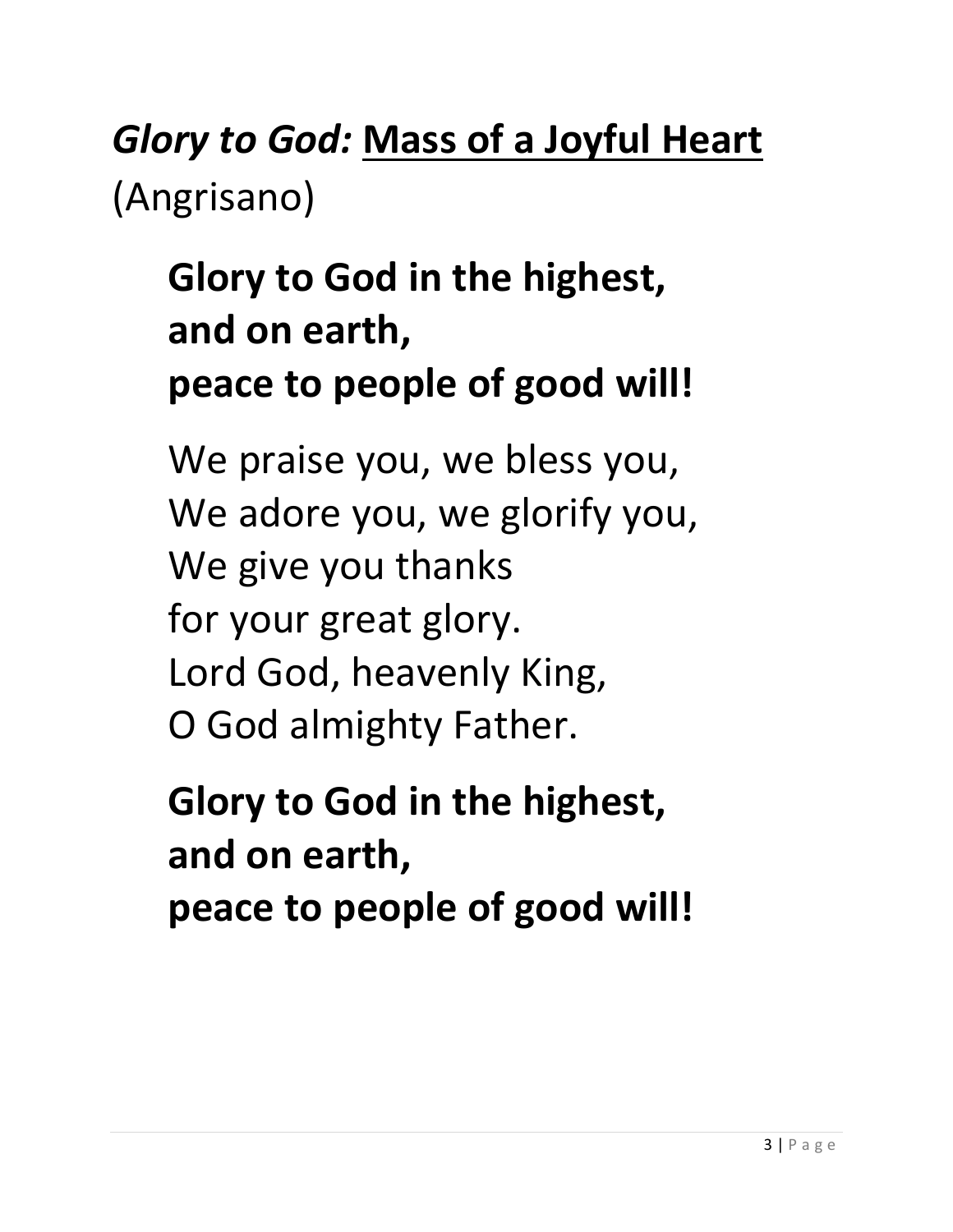## *Glory to God:* <u>Mass of a Joyful Heart</u> (Angrisano)

**Glory to God in the highest,**
**and on earth,**
**peace to people of good will!**

We praise you, we bless you,
We adore you, we glorify you,
We give you thanks
for your great glory.
Lord God, heavenly King,
O God almighty Father.

**Glory to God in the highest,**
**and on earth,**
**peace to people of good will!**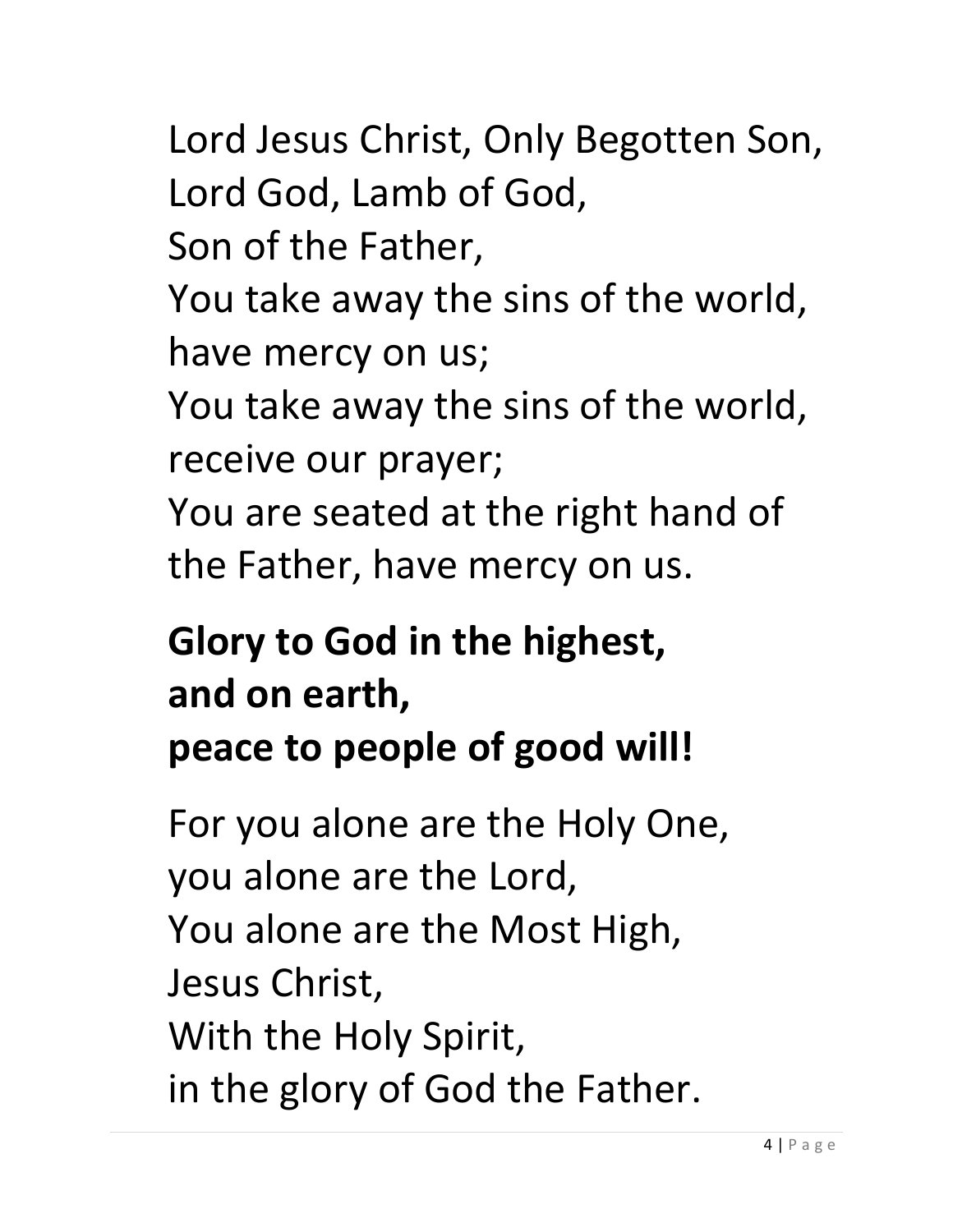Lord Jesus Christ, Only Begotten Son,
Lord God, Lamb of God,
Son of the Father,
You take away the sins of the world,
have mercy on us;
You take away the sins of the world,
receive our prayer;
You are seated at the right hand of
the Father, have mercy on us.

**Glory to God in the highest,**
**and on earth,**
**peace to people of good will!**

For you alone are the Holy One,
you alone are the Lord,
You alone are the Most High,
Jesus Christ,
With the Holy Spirit,
in the glory of God the Father.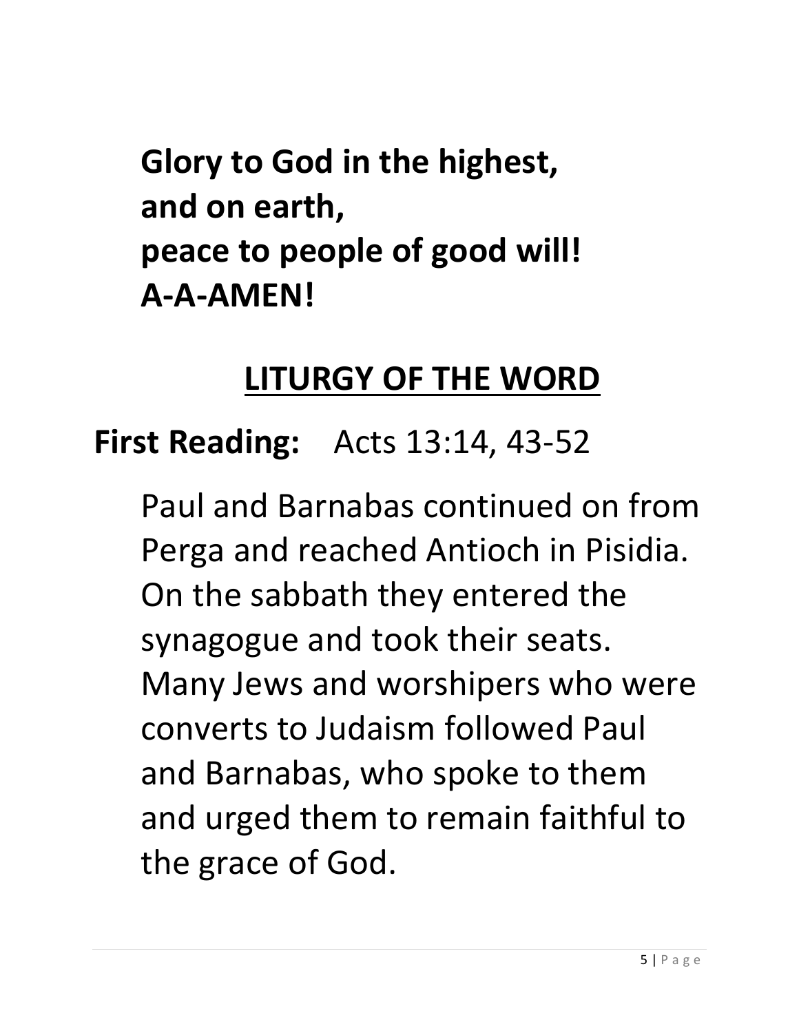**Glory to God in the highest,**
**and on earth,**
**peace to people of good will!**
**A-A-AMEN!**

## LITURGY OF THE WORD

**First Reading:** Acts 13:14, 43-52

Paul and Barnabas continued on from Perga and reached Antioch in Pisidia. On the sabbath they entered the synagogue and took their seats. Many Jews and worshipers who were converts to Judaism followed Paul and Barnabas, who spoke to them and urged them to remain faithful to the grace of God.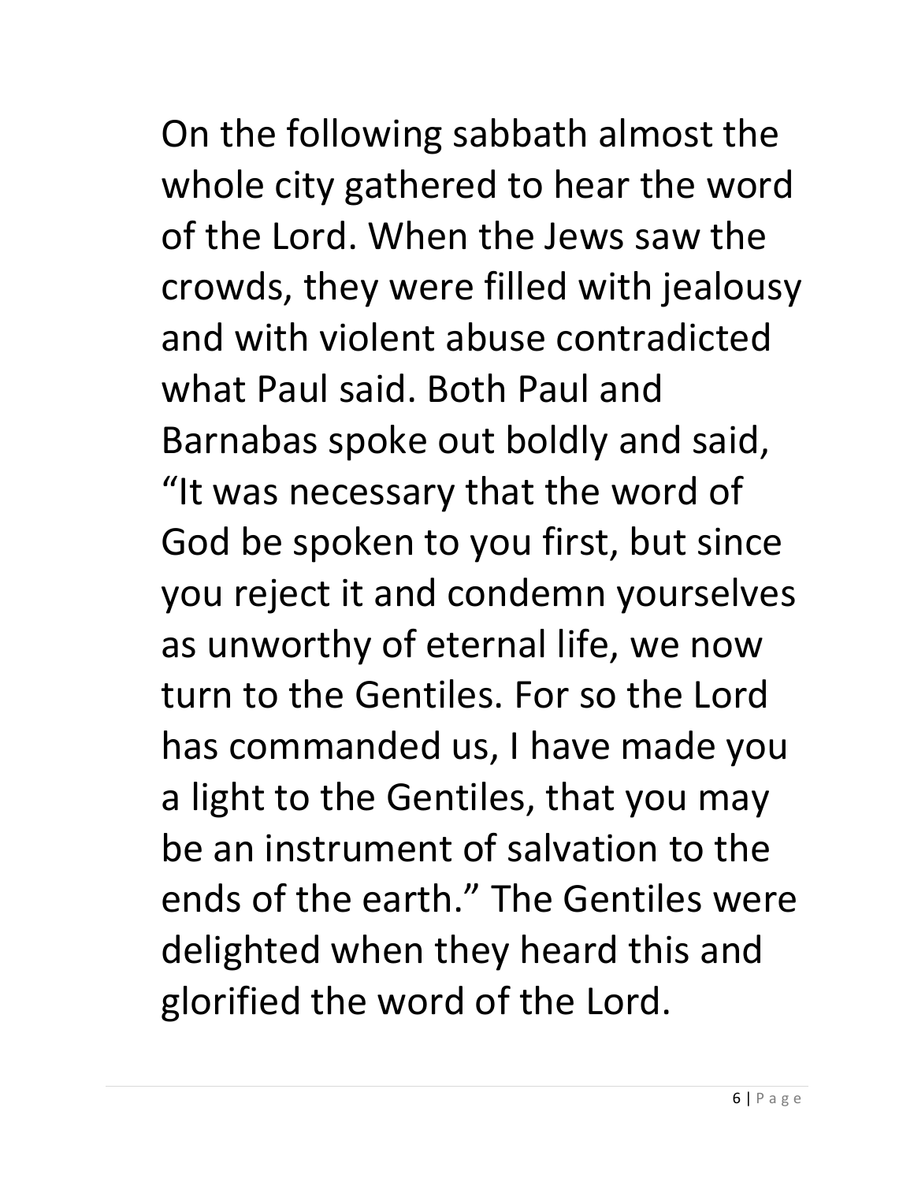On the following sabbath almost the whole city gathered to hear the word of the Lord. When the Jews saw the crowds, they were filled with jealousy and with violent abuse contradicted what Paul said. Both Paul and Barnabas spoke out boldly and said, "It was necessary that the word of God be spoken to you first, but since you reject it and condemn yourselves as unworthy of eternal life, we now turn to the Gentiles. For so the Lord has commanded us, I have made you a light to the Gentiles, that you may be an instrument of salvation to the ends of the earth." The Gentiles were delighted when they heard this and glorified the word of the Lord.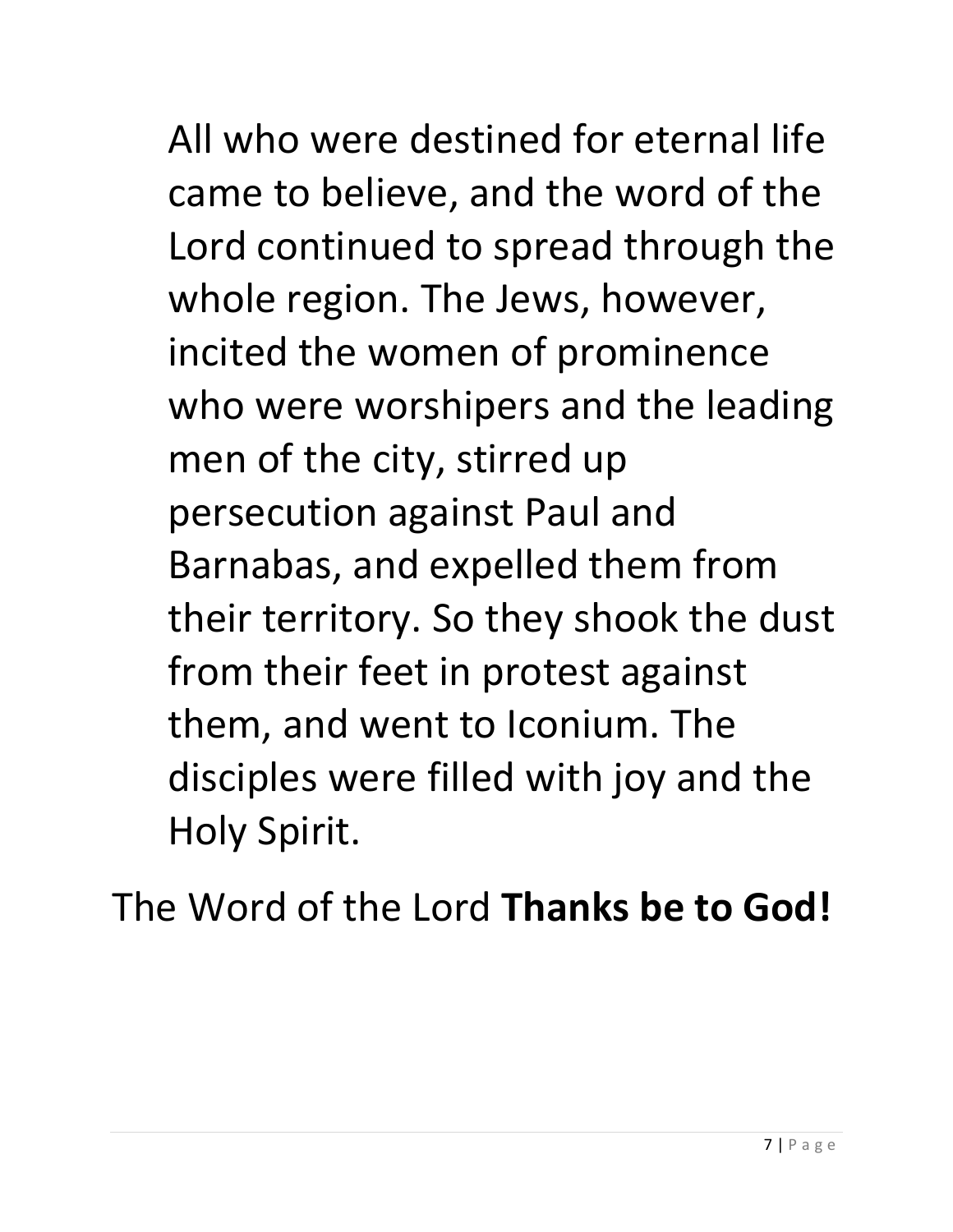All who were destined for eternal life came to believe, and the word of the Lord continued to spread through the whole region. The Jews, however, incited the women of prominence who were worshipers and the leading men of the city, stirred up persecution against Paul and Barnabas, and expelled them from their territory. So they shook the dust from their feet in protest against them, and went to Iconium. The disciples were filled with joy and the Holy Spirit.

The Word of the Lord **Thanks be to God!**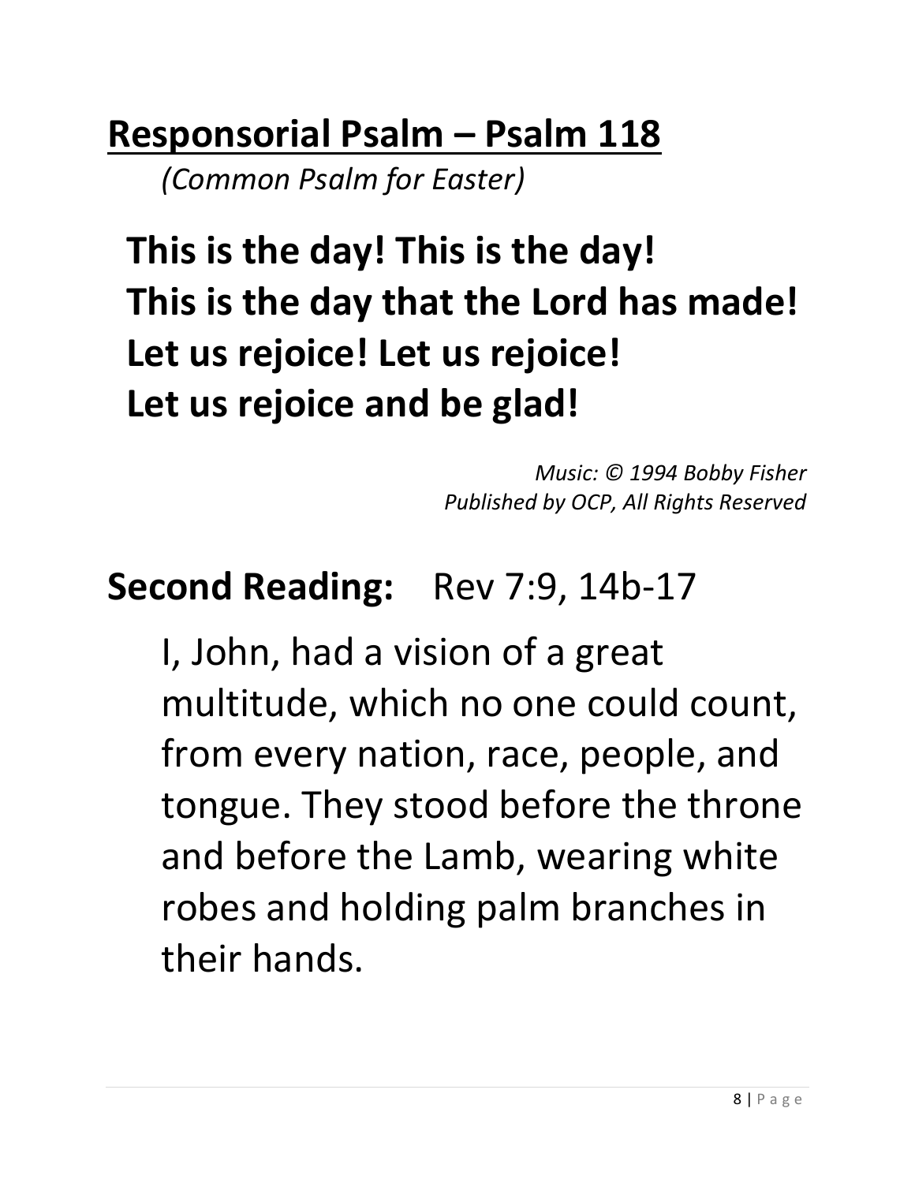## Responsorial Psalm – Psalm 118

*(Common Psalm for Easter)*

**This is the day! This is the day!**
**This is the day that the Lord has made!**
**Let us rejoice! Let us rejoice!**
**Let us rejoice and be glad!**

*Music: © 1994 Bobby Fisher*
*Published by OCP, All Rights Reserved*

## Second Reading: Rev 7:9, 14b-17

I, John, had a vision of a great multitude, which no one could count, from every nation, race, people, and tongue. They stood before the throne and before the Lamb, wearing white robes and holding palm branches in their hands.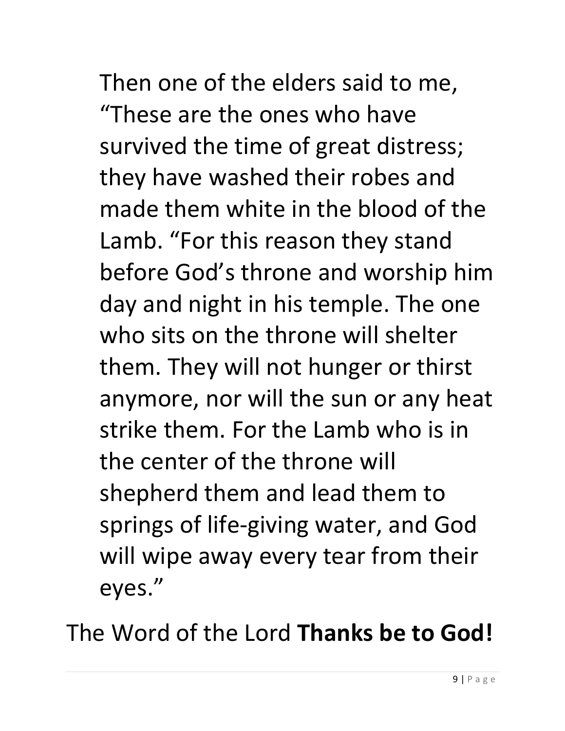Then one of the elders said to me, “These are the ones who have survived the time of great distress; they have washed their robes and made them white in the blood of the Lamb. “For this reason they stand before God’s throne and worship him day and night in his temple. The one who sits on the throne will shelter them. They will not hunger or thirst anymore, nor will the sun or any heat strike them. For the Lamb who is in the center of the throne will shepherd them and lead them to springs of life-giving water, and God will wipe away every tear from their eyes.”

The Word of the Lord **Thanks be to God!**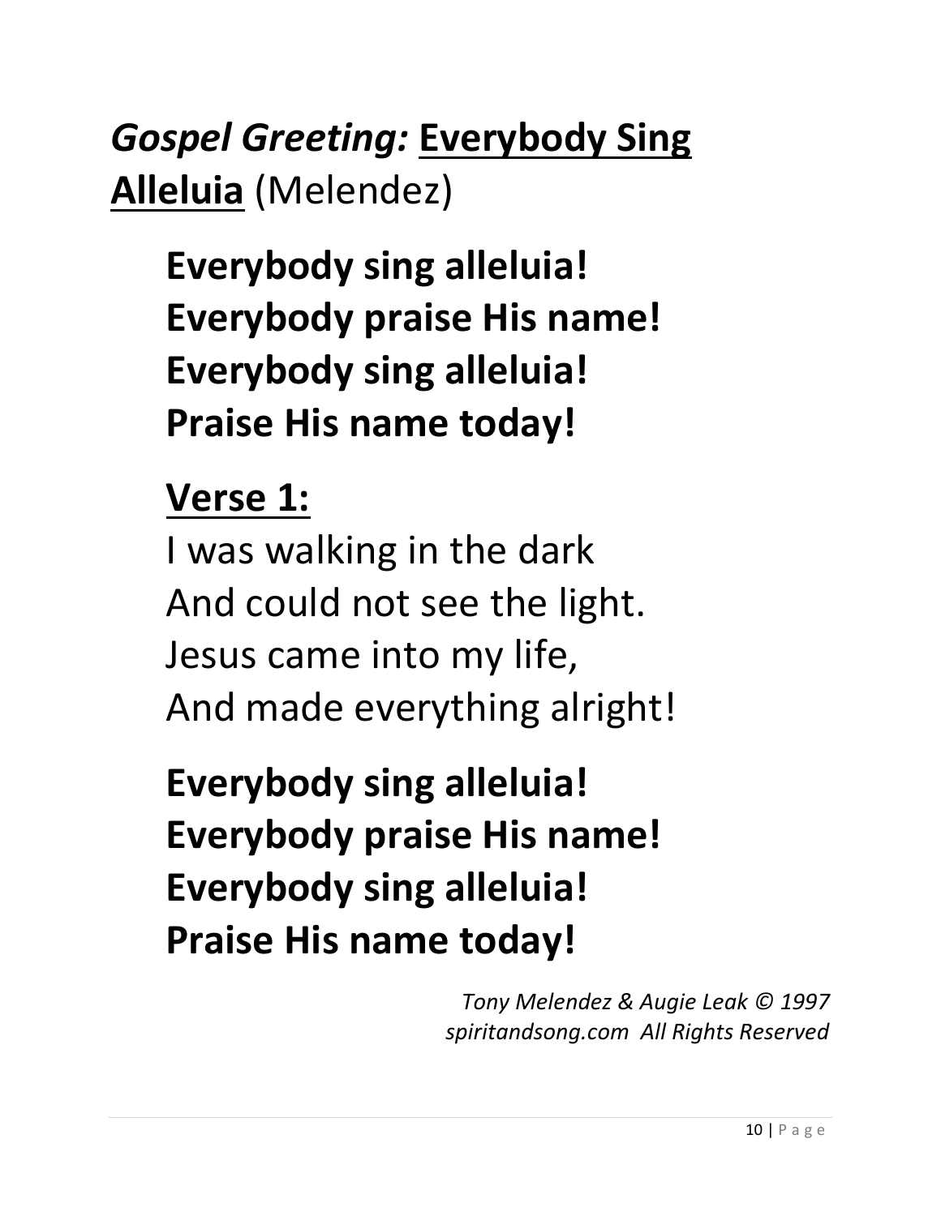## *Gospel Greeting:* Everybody Sing Alleluia (Melendez)

**Everybody sing alleluia!**
**Everybody praise His name!**
**Everybody sing alleluia!**
**Praise His name today!**

**Verse 1:**

I was walking in the dark
And could not see the light.
Jesus came into my life,
And made everything alright!

**Everybody sing alleluia!**
**Everybody praise His name!**
**Everybody sing alleluia!**
**Praise His name today!**

*Tony Melendez & Augie Leak © 1997*
*spiritandsong.com All Rights Reserved*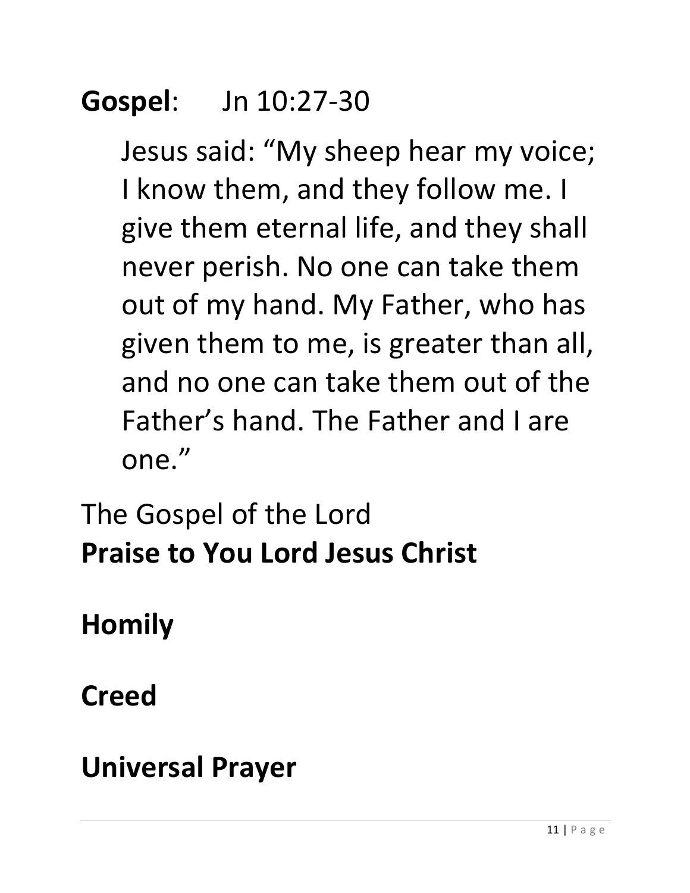**Gospel**: Jn 10:27-30

Jesus said: “My sheep hear my voice; I know them, and they follow me. I give them eternal life, and they shall never perish. No one can take them out of my hand. My Father, who has given them to me, is greater than all, and no one can take them out of the Father’s hand. The Father and I are one.”

The Gospel of the Lord
**Praise to You Lord Jesus Christ**

**Homily**

**Creed**

**Universal Prayer**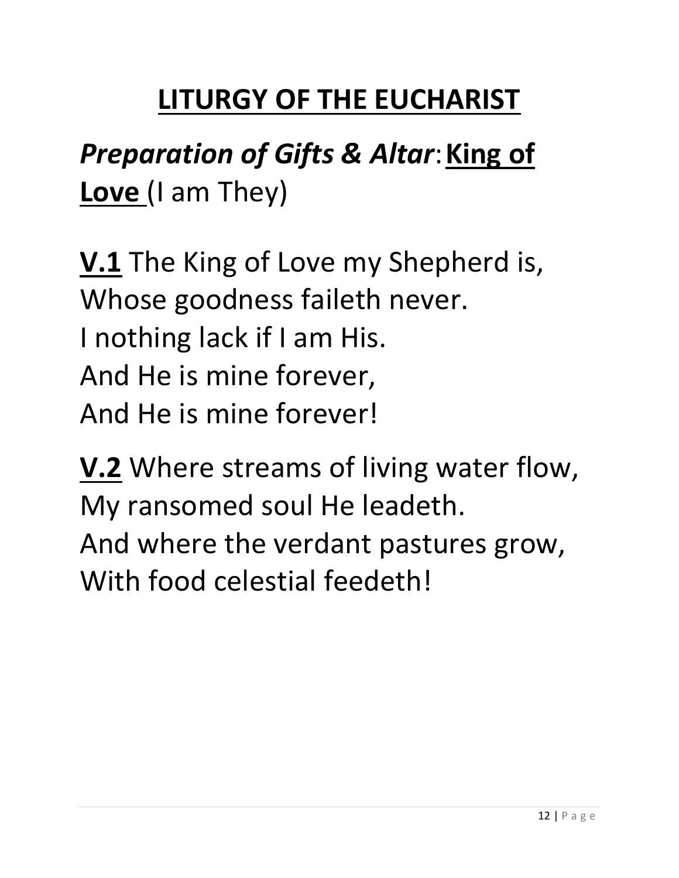# LITURGY OF THE EUCHARIST

## *Preparation of Gifts & Altar*: **King of Love** (I am They)

**V.1** The King of Love my Shepherd is,
Whose goodness faileth never.
I nothing lack if I am His.
And He is mine forever,
And He is mine forever!

**V.2** Where streams of living water flow,
My ransomed soul He leadeth.
And where the verdant pastures grow,
With food celestial feedeth!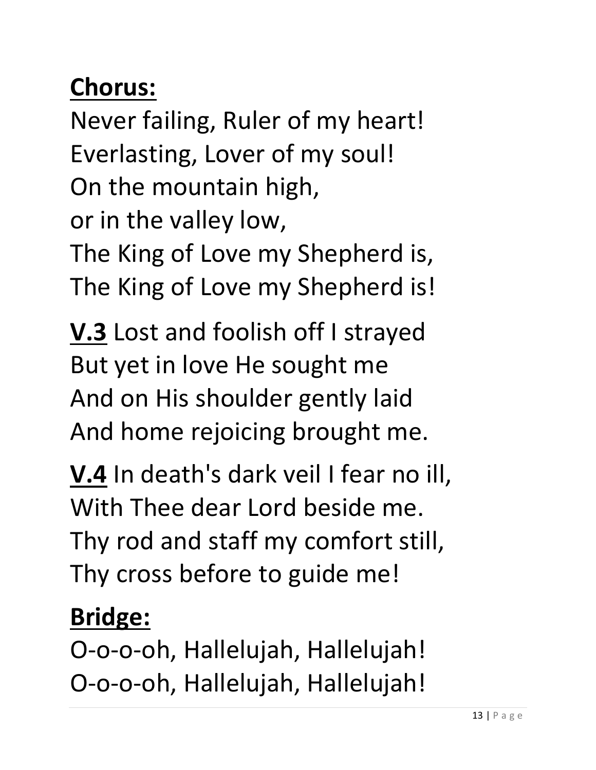**Chorus:**

Never failing, Ruler of my heart!
Everlasting, Lover of my soul!
On the mountain high,
or in the valley low,
The King of Love my Shepherd is,
The King of Love my Shepherd is!

**V.3** Lost and foolish off I strayed
But yet in love He sought me
And on His shoulder gently laid
And home rejoicing brought me.

**V.4** In death's dark veil I fear no ill,
With Thee dear Lord beside me.
Thy rod and staff my comfort still,
Thy cross before to guide me!

**Bridge:**

O-o-o-oh, Hallelujah, Hallelujah!
O-o-o-oh, Hallelujah, Hallelujah!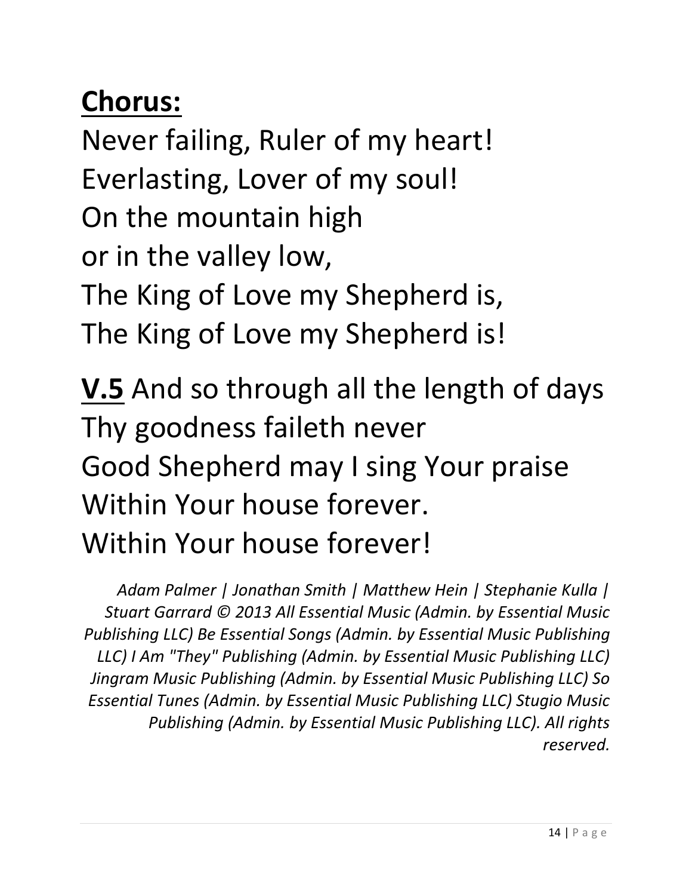**Chorus:**

Never failing, Ruler of my heart!
Everlasting, Lover of my soul!
On the mountain high
or in the valley low,
The King of Love my Shepherd is,
The King of Love my Shepherd is!

**V.5** And so through all the length of days
Thy goodness faileth never
Good Shepherd may I sing Your praise
Within Your house forever.
Within Your house forever!

*Adam Palmer | Jonathan Smith | Matthew Hein | Stephanie Kulla | Stuart Garrard © 2013 All Essential Music (Admin. by Essential Music Publishing LLC) Be Essential Songs (Admin. by Essential Music Publishing LLC) I Am "They" Publishing (Admin. by Essential Music Publishing LLC) Jingram Music Publishing (Admin. by Essential Music Publishing LLC) So Essential Tunes (Admin. by Essential Music Publishing LLC) Stugio Music Publishing (Admin. by Essential Music Publishing LLC). All rights reserved.*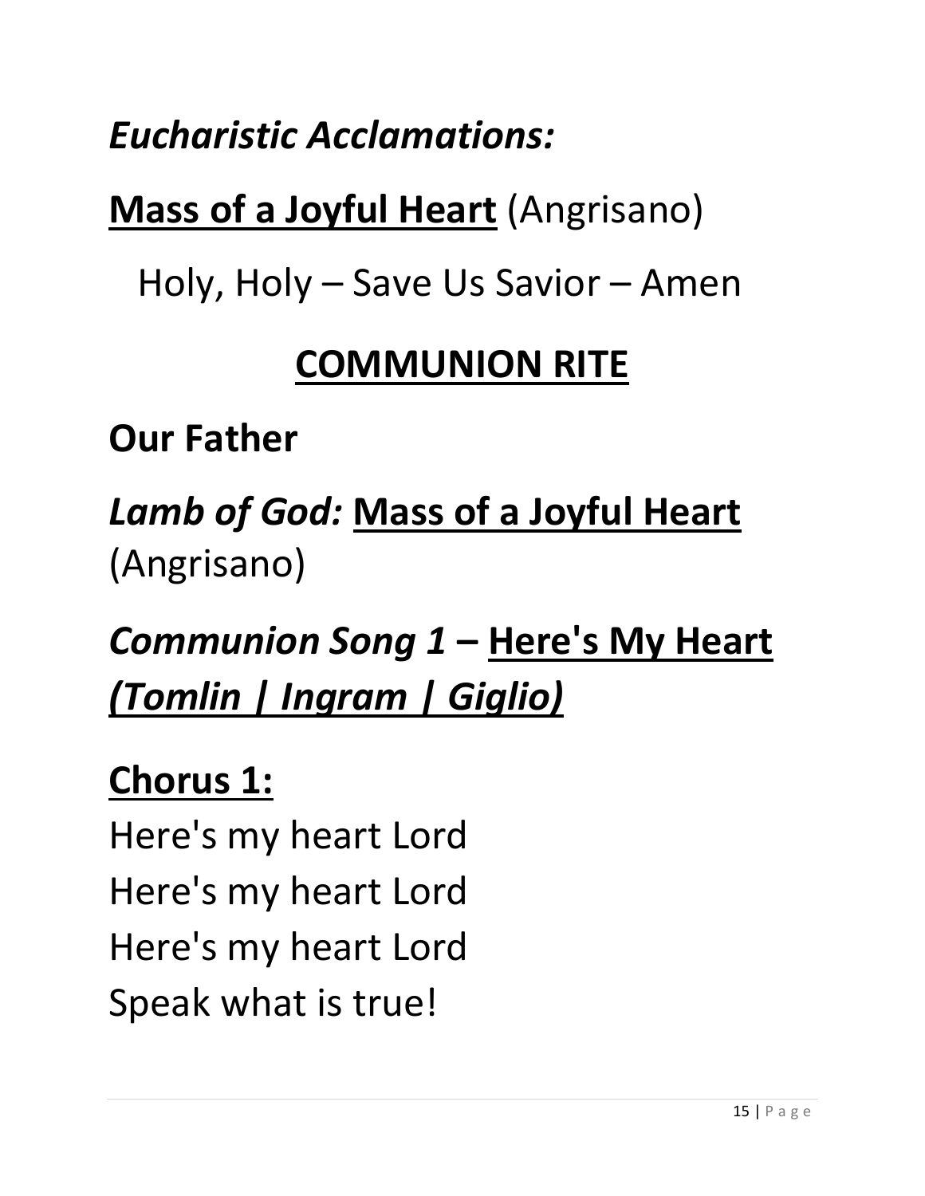*Eucharistic Acclamations:*

**Mass of a Joyful Heart** (Angrisano)

Holy, Holy – Save Us Savior – Amen

## COMMUNION RITE

**Our Father**

***Lamb of God:*** **Mass of a Joyful Heart** (Angrisano)

***Communion Song 1 – Here's My Heart (Tomlin | Ingram | Giglio)***

**Chorus 1:**

Here's my heart Lord
Here's my heart Lord
Here's my heart Lord
Speak what is true!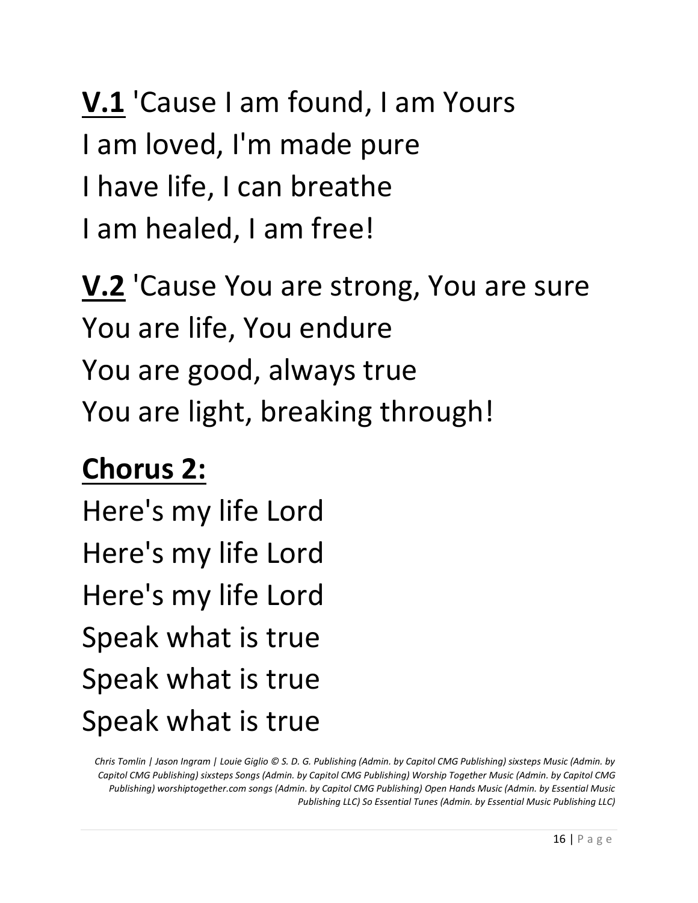**V.1** 'Cause I am found, I am Yours
I am loved, I'm made pure
I have life, I can breathe
I am healed, I am free!

**V.2** 'Cause You are strong, You are sure
You are life, You endure
You are good, always true
You are light, breaking through!

**Chorus 2:**

Here's my life Lord
Here's my life Lord
Here's my life Lord
Speak what is true
Speak what is true
Speak what is true

*Chris Tomlin | Jason Ingram | Louie Giglio © S. D. G. Publishing (Admin. by Capitol CMG Publishing) sixsteps Music (Admin. by Capitol CMG Publishing) sixsteps Songs (Admin. by Capitol CMG Publishing) Worship Together Music (Admin. by Capitol CMG Publishing) worshiptogether.com songs (Admin. by Capitol CMG Publishing) Open Hands Music (Admin. by Essential Music Publishing LLC) So Essential Tunes (Admin. by Essential Music Publishing LLC)*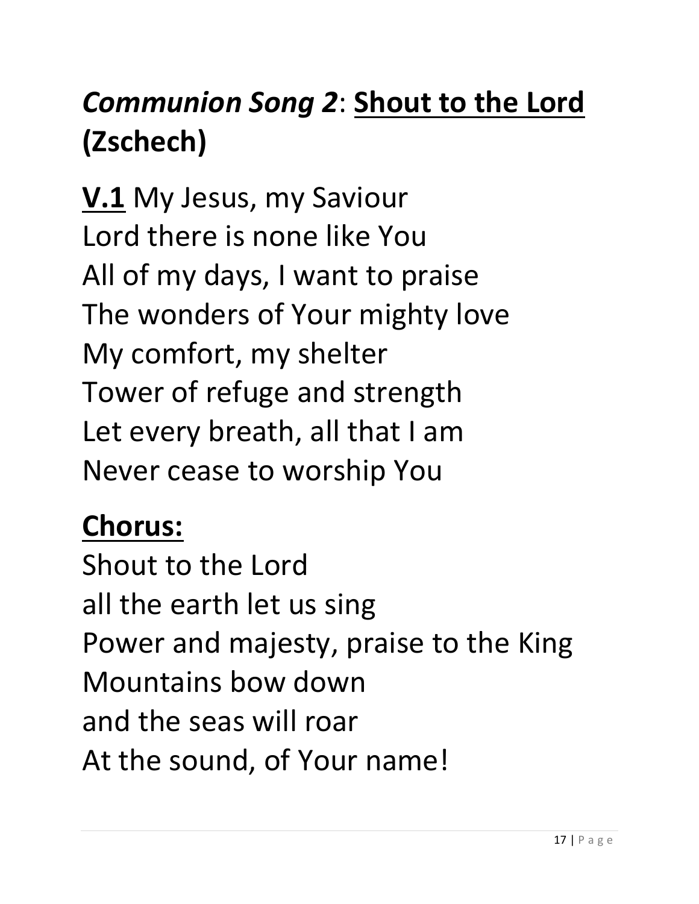# *Communion Song 2*: Shout to the Lord (Zschech)

**V.1** My Jesus, my Saviour
Lord there is none like You
All of my days, I want to praise
The wonders of Your mighty love
My comfort, my shelter
Tower of refuge and strength
Let every breath, all that I am
Never cease to worship You

**Chorus:**
Shout to the Lord
all the earth let us sing
Power and majesty, praise to the King
Mountains bow down
and the seas will roar
At the sound, of Your name!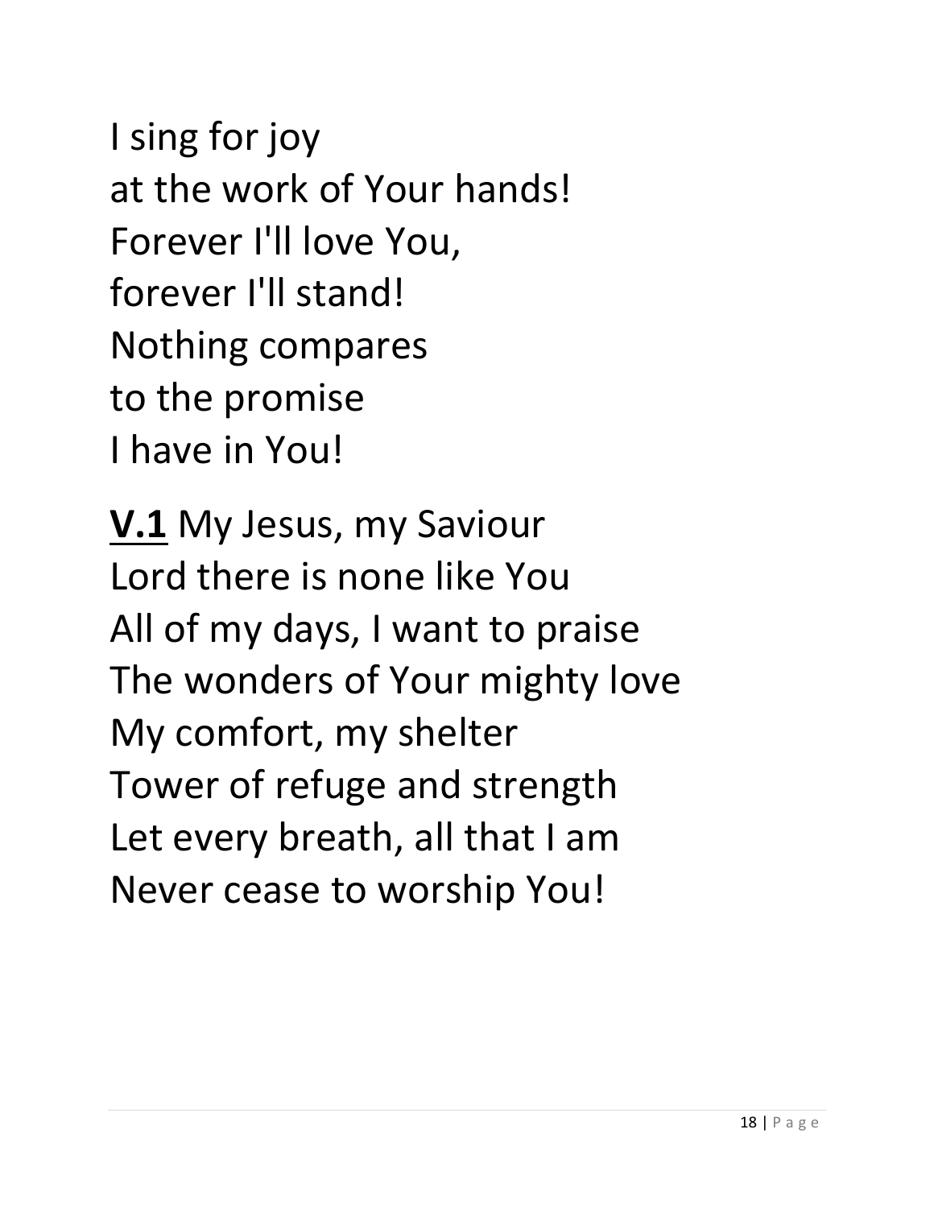I sing for joy  
at the work of Your hands!  
Forever I'll love You,  
forever I'll stand!  
Nothing compares  
to the promise  
I have in You!

**V.1** My Jesus, my Saviour  
Lord there is none like You  
All of my days, I want to praise  
The wonders of Your mighty love  
My comfort, my shelter  
Tower of refuge and strength  
Let every breath, all that I am  
Never cease to worship You!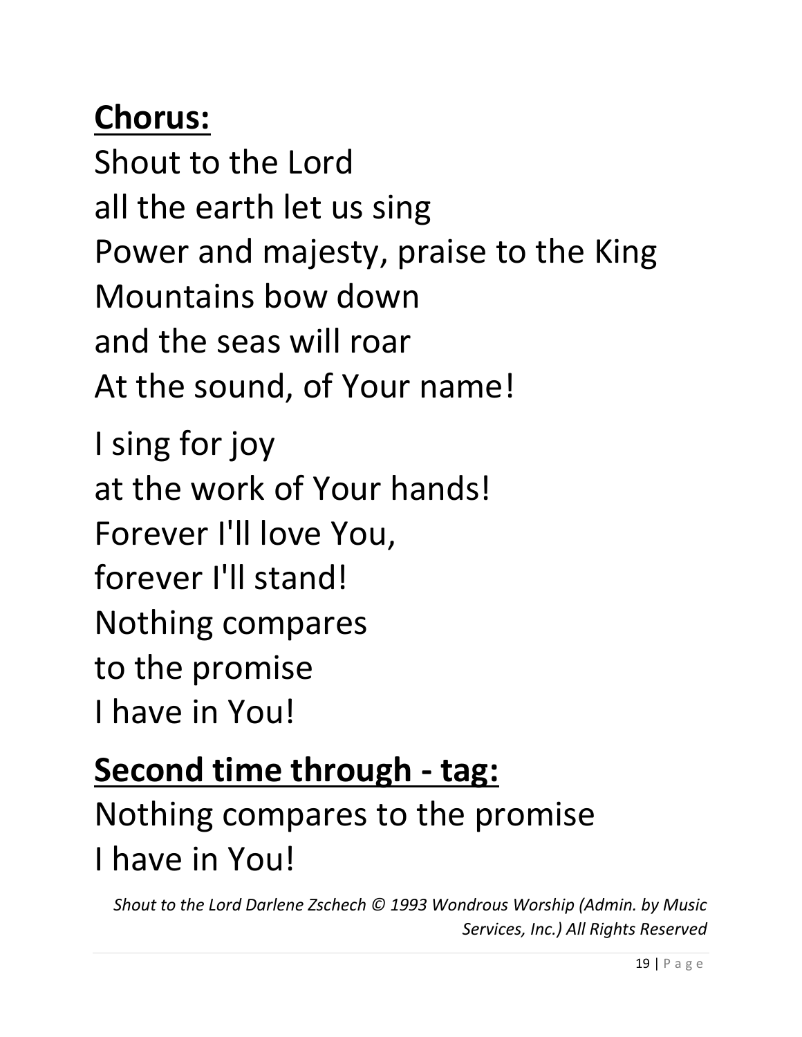**Chorus:**

Shout to the Lord
all the earth let us sing
Power and majesty, praise to the King
Mountains bow down
and the seas will roar
At the sound, of Your name!

I sing for joy
at the work of Your hands!
Forever I'll love You,
forever I'll stand!
Nothing compares
to the promise
I have in You!

**Second time through - tag:**

Nothing compares to the promise
I have in You!

*Shout to the Lord Darlene Zschech © 1993 Wondrous Worship (Admin. by Music Services, Inc.) All Rights Reserved*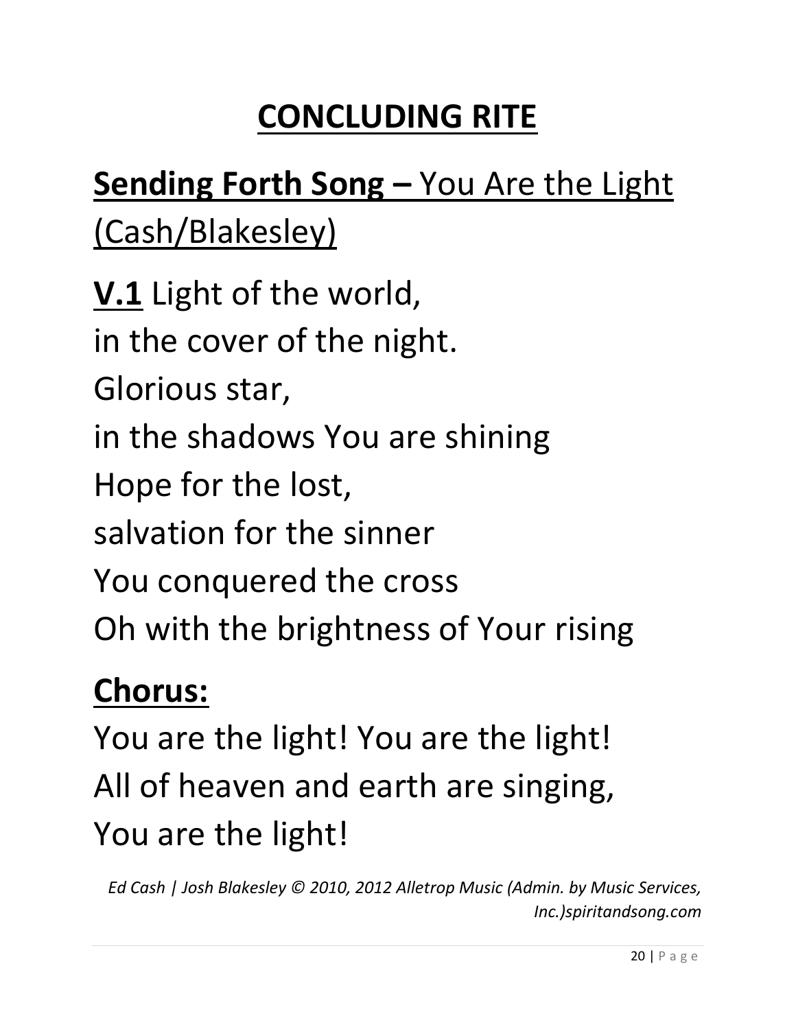# CONCLUDING RITE

## **Sending Forth Song –** You Are the Light (Cash/Blakesley)

**V.1** Light of the world,
in the cover of the night.
Glorious star,
in the shadows You are shining
Hope for the lost,
salvation for the sinner
You conquered the cross
Oh with the brightness of Your rising

**Chorus:**

You are the light! You are the light!
All of heaven and earth are singing,
You are the light!

*Ed Cash | Josh Blakesley © 2010, 2012 Alletrop Music (Admin. by Music Services, Inc.)spiritandsong.com*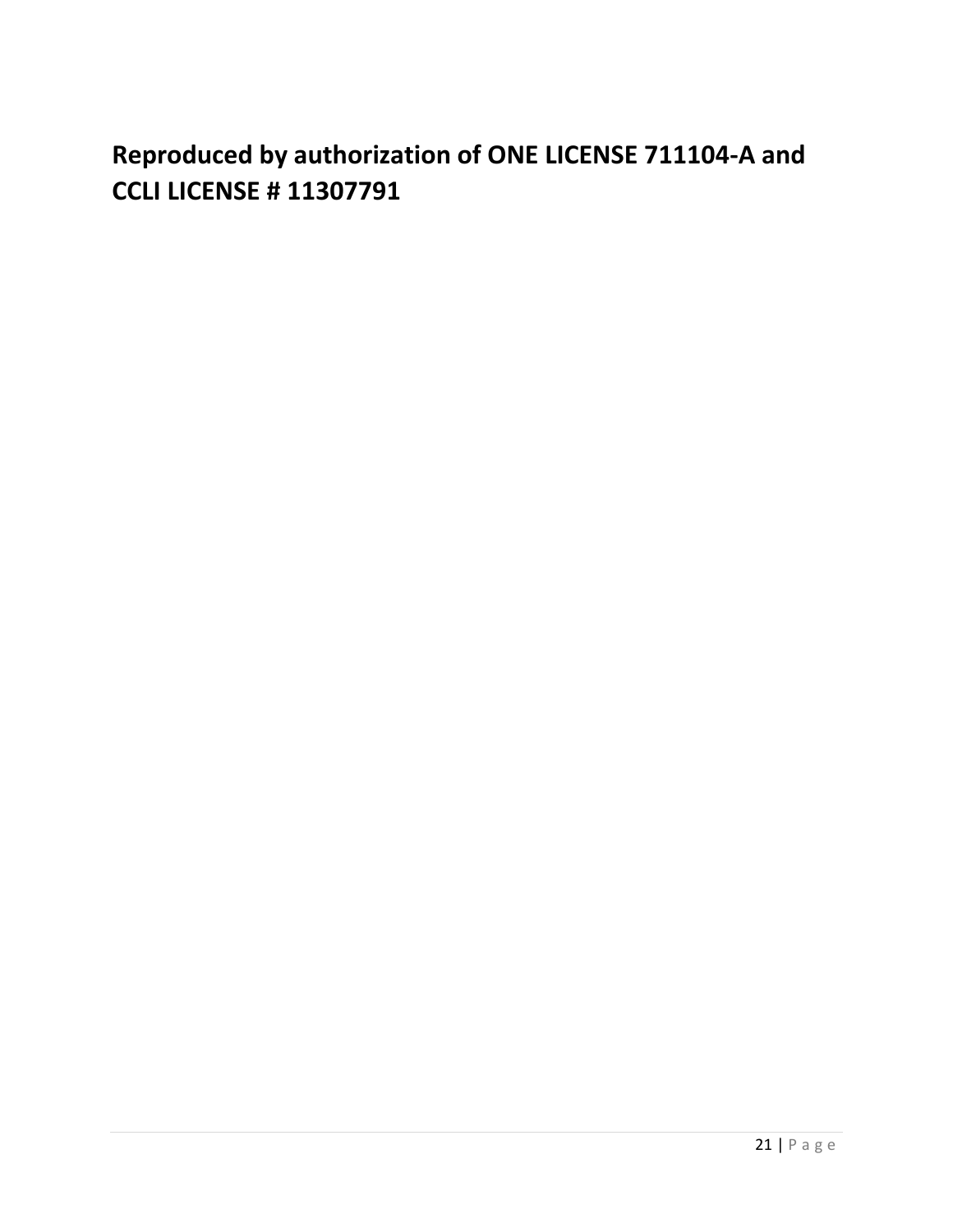**Reproduced by authorization of ONE LICENSE 711104-A and CCLI LICENSE # 11307791**